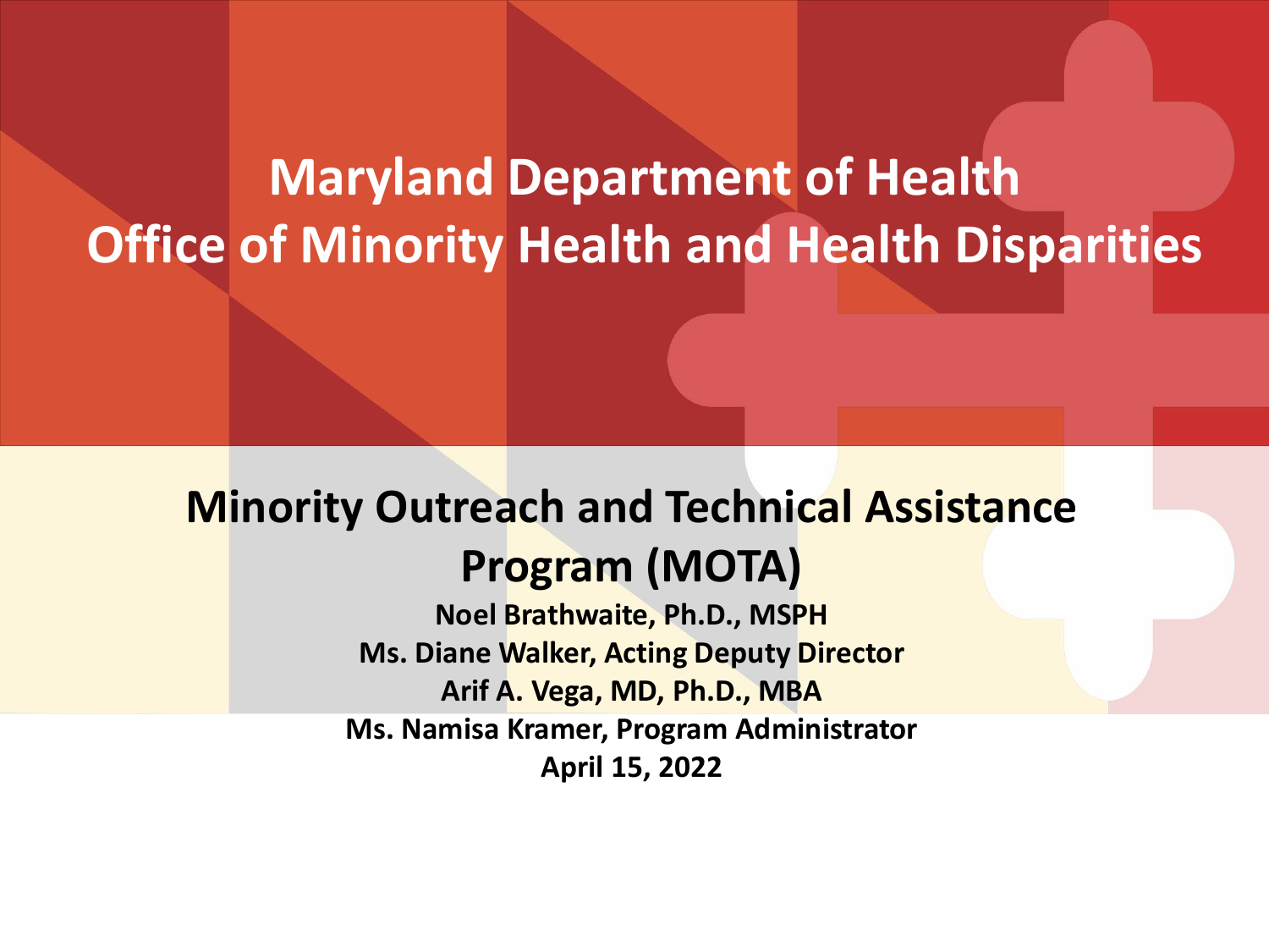# Maryland Department of Health
# Office of Minority Health and Health Disparities

## Minority Outreach and Technical Assistance Program (MOTA)

**Noel Brathwaite, Ph.D., MSPH**

**Ms. Diane Walker, Acting Deputy Director**

**Arif A. Vega, MD, Ph.D., MBA**

**Ms. Namisa Kramer, Program Administrator**

**April 15, 2022**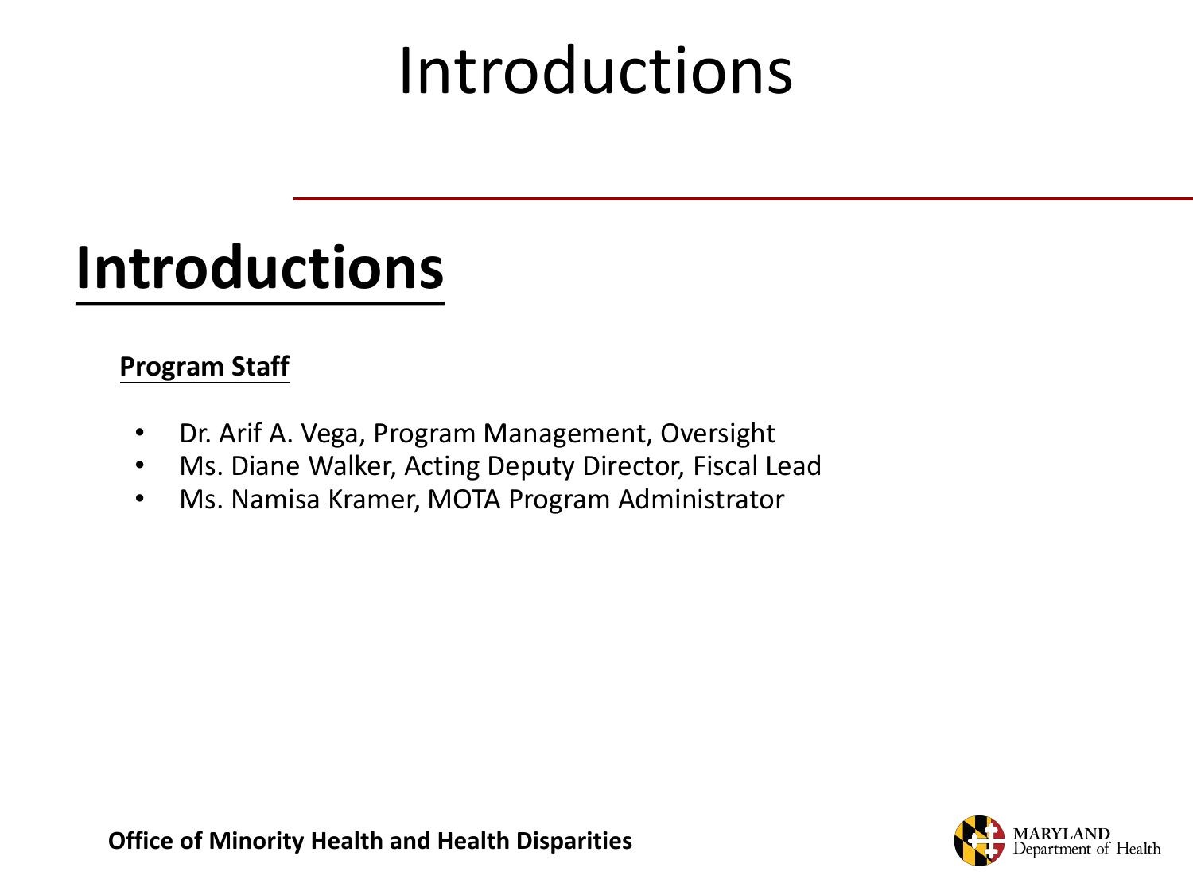# Introductions

## Introductions

**Program Staff**

- Dr. Arif A. Vega, Program Management, Oversight
- Ms. Diane Walker, Acting Deputy Director, Fiscal Lead
- Ms. Namisa Kramer, MOTA Program Administrator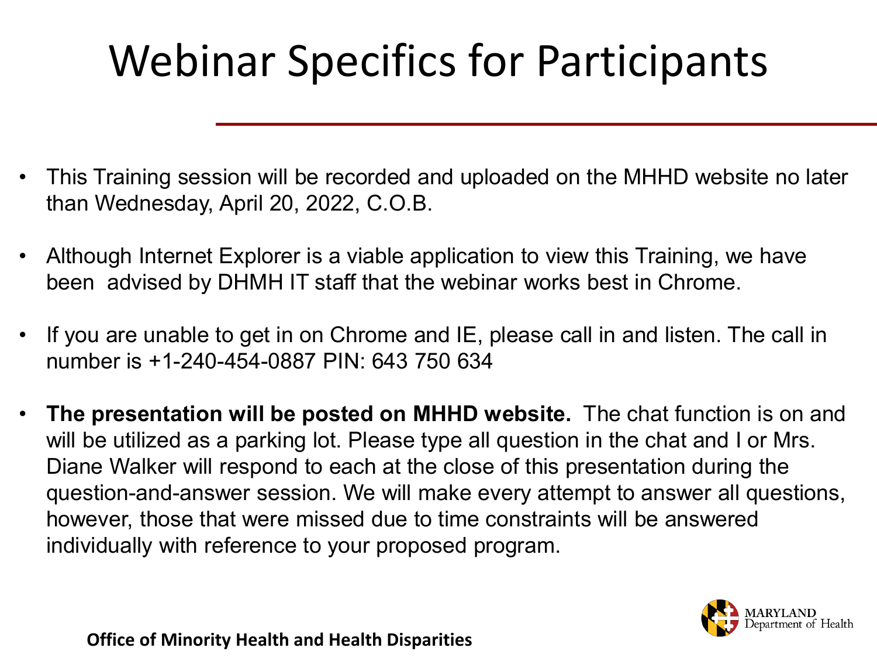# Webinar Specifics for Participants

- This Training session will be recorded and uploaded on the MHHD website no later than Wednesday, April 20, 2022, C.O.B.
- Although Internet Explorer is a viable application to view this Training, we have been advised by DHMH IT staff that the webinar works best in Chrome.
- If you are unable to get in on Chrome and IE, please call in and listen. The call in number is +1-240-454-0887 PIN: 643 750 634
- **The presentation will be posted on MHHD website.** The chat function is on and will be utilized as a parking lot. Please type all question in the chat and I or Mrs. Diane Walker will respond to each at the close of this presentation during the question-and-answer session. We will make every attempt to answer all questions, however, those that were missed due to time constraints will be answered individually with reference to your proposed program.

**Office of Minority Health and Health Disparities**

MARYLAND Department of Health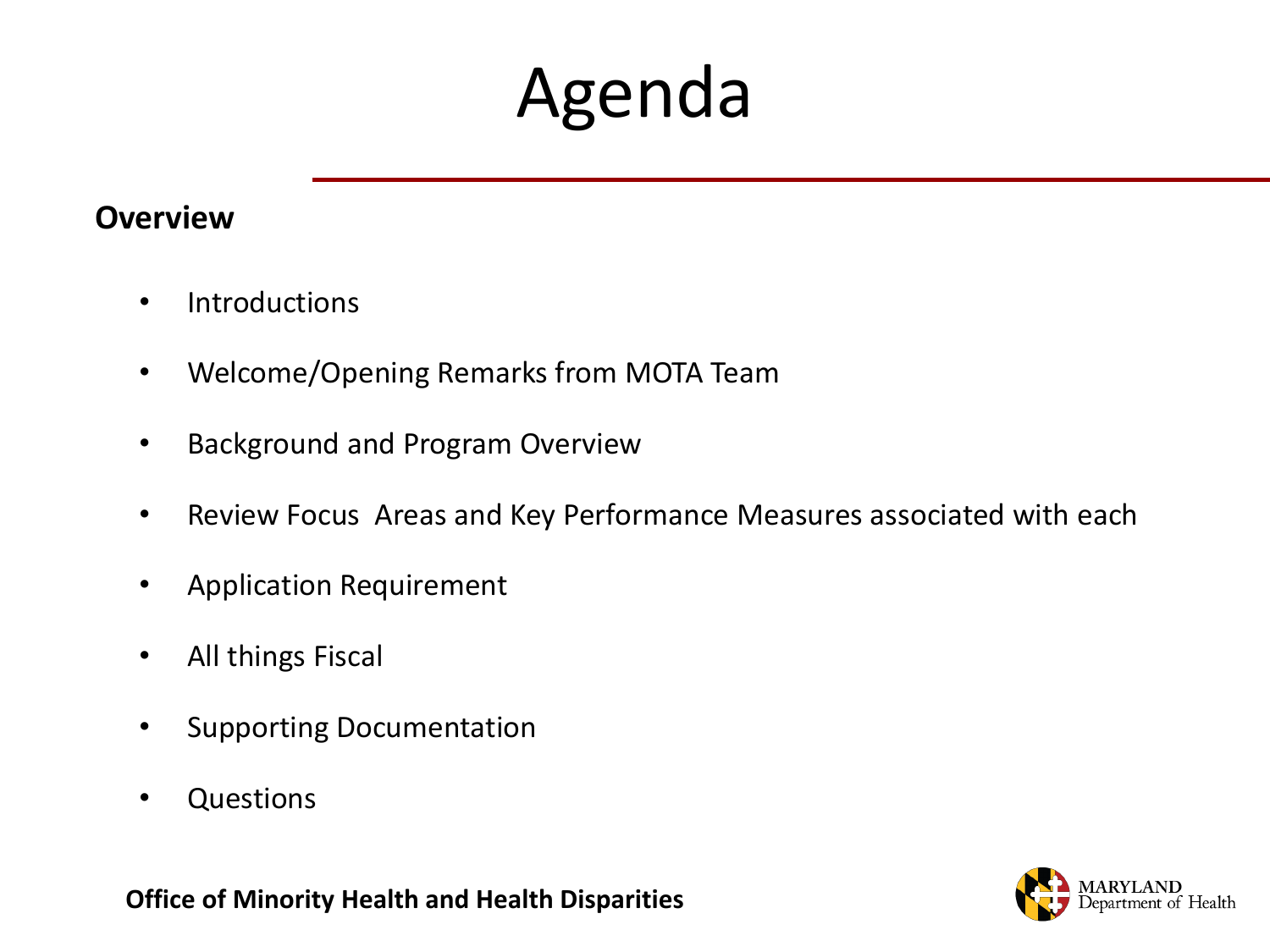# Agenda

**Overview**

- Introductions
- Welcome/Opening Remarks from MOTA Team
- Background and Program Overview
- Review Focus Areas and Key Performance Measures associated with each
- Application Requirement
- All things Fiscal
- Supporting Documentation
- Questions

**Office of Minority Health and Health Disparities**

MARYLAND Department of Health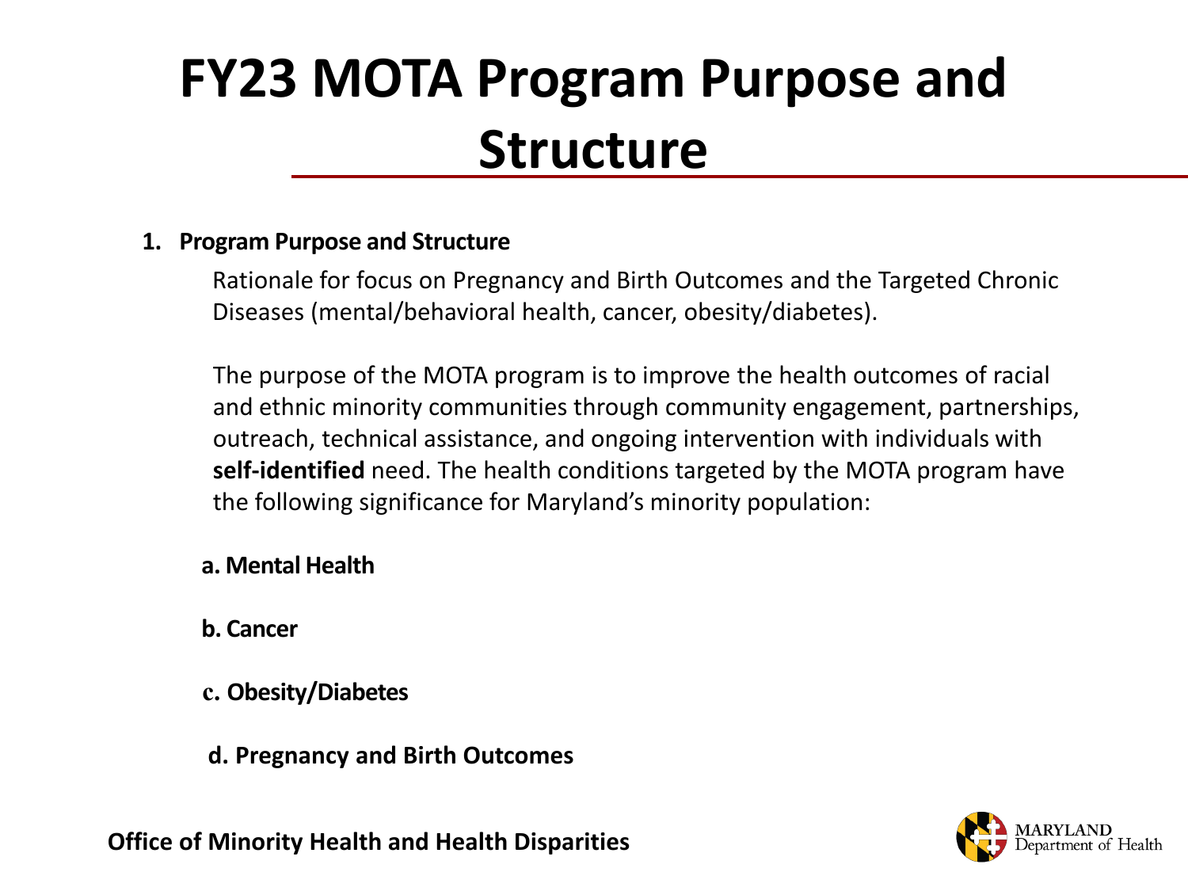# FY23 MOTA Program Purpose and Structure

1. **Program Purpose and Structure**

   Rationale for focus on Pregnancy and Birth Outcomes and the Targeted Chronic Diseases (mental/behavioral health, cancer, obesity/diabetes).

   The purpose of the MOTA program is to improve the health outcomes of racial and ethnic minority communities through community engagement, partnerships, outreach, technical assistance, and ongoing intervention with individuals with **self-identified** need. The health conditions targeted by the MOTA program have the following significance for Maryland's minority population:

   **a. Mental Health**

   **b. Cancer**

   **c. Obesity/Diabetes**

   **d. Pregnancy and Birth Outcomes**

**Office of Minority Health and Health Disparities**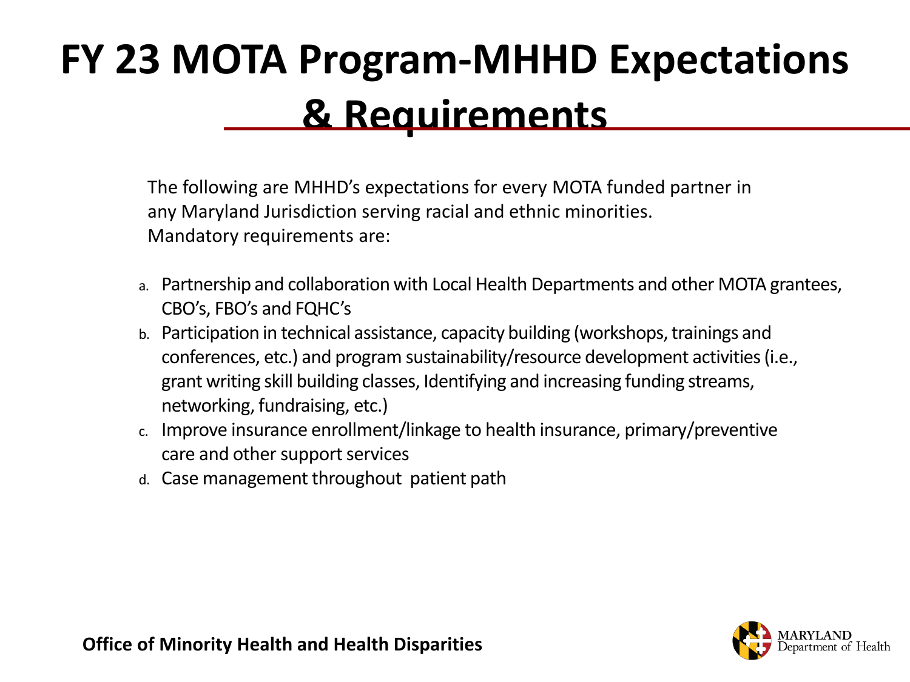# FY 23 MOTA Program-MHHD Expectations & Requirements

The following are MHHD's expectations for every MOTA funded partner in any Maryland Jurisdiction serving racial and ethnic minorities. Mandatory requirements are:

a. Partnership and collaboration with Local Health Departments and other MOTA grantees, CBO's, FBO's and FQHC's
b. Participation in technical assistance, capacity building (workshops, trainings and conferences, etc.) and program sustainability/resource development activities (i.e., grant writing skill building classes, Identifying and increasing funding streams, networking, fundraising, etc.)
c. Improve insurance enrollment/linkage to health insurance, primary/preventive care and other support services
d. Case management throughout patient path

**Office of Minority Health and Health Disparities**

MARYLAND Department of Health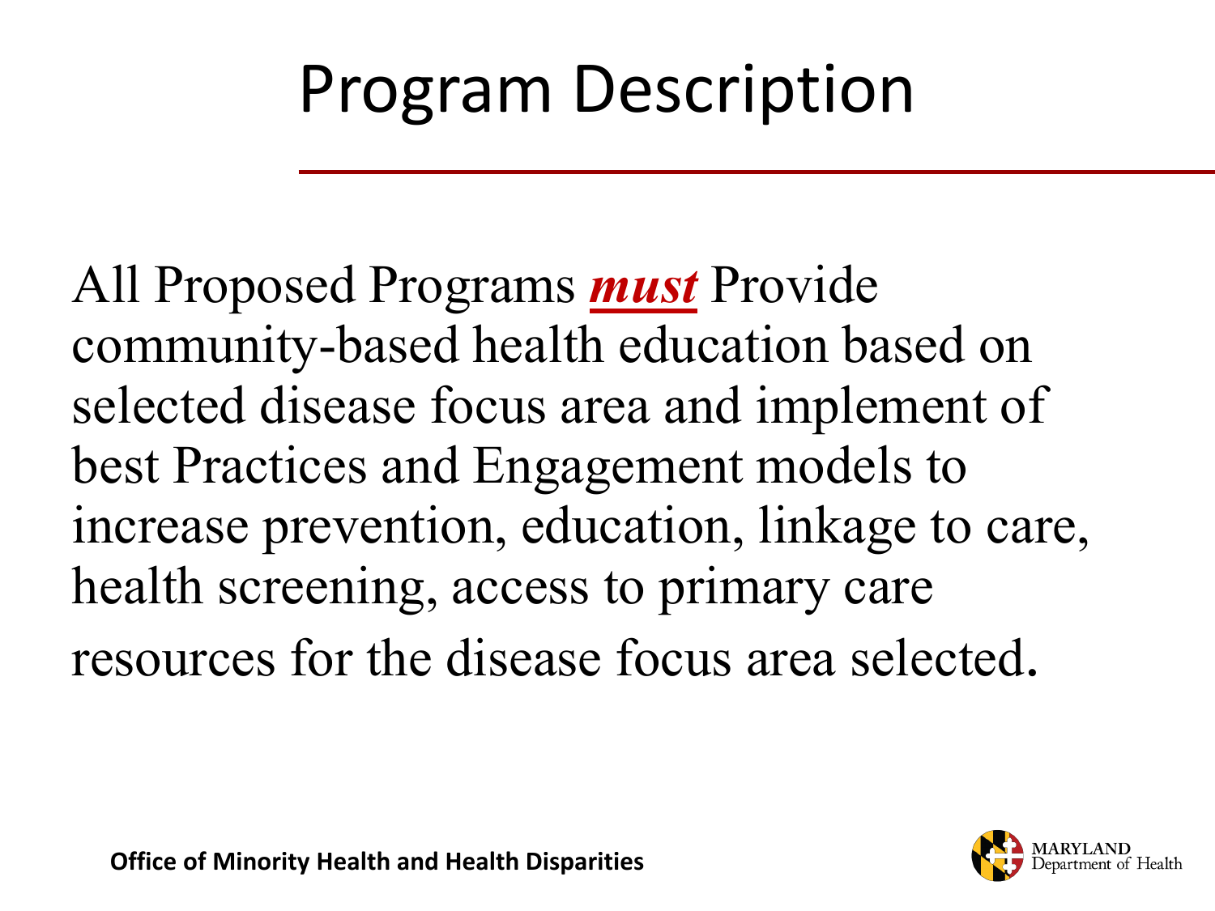# Program Description

All Proposed Programs ***must*** Provide community-based health education based on selected disease focus area and implement of best Practices and Engagement models to increase prevention, education, linkage to care, health screening, access to primary care resources for the disease focus area selected.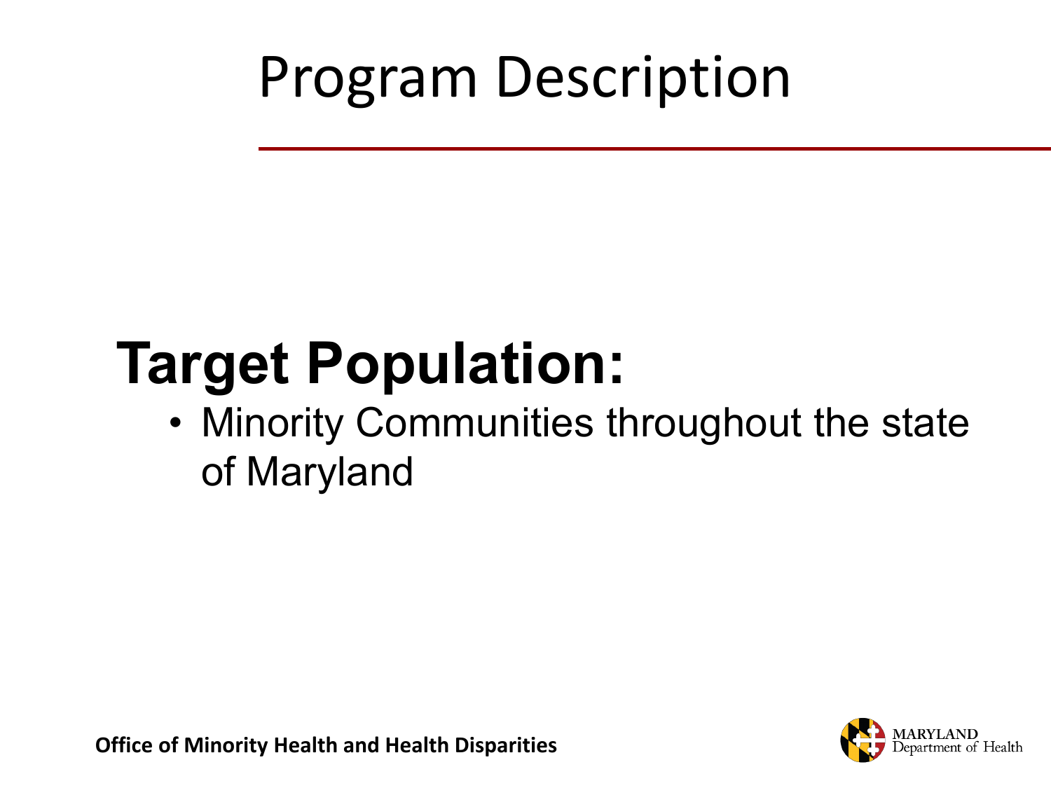# Program Description

**Target Population:**

- Minority Communities throughout the state of Maryland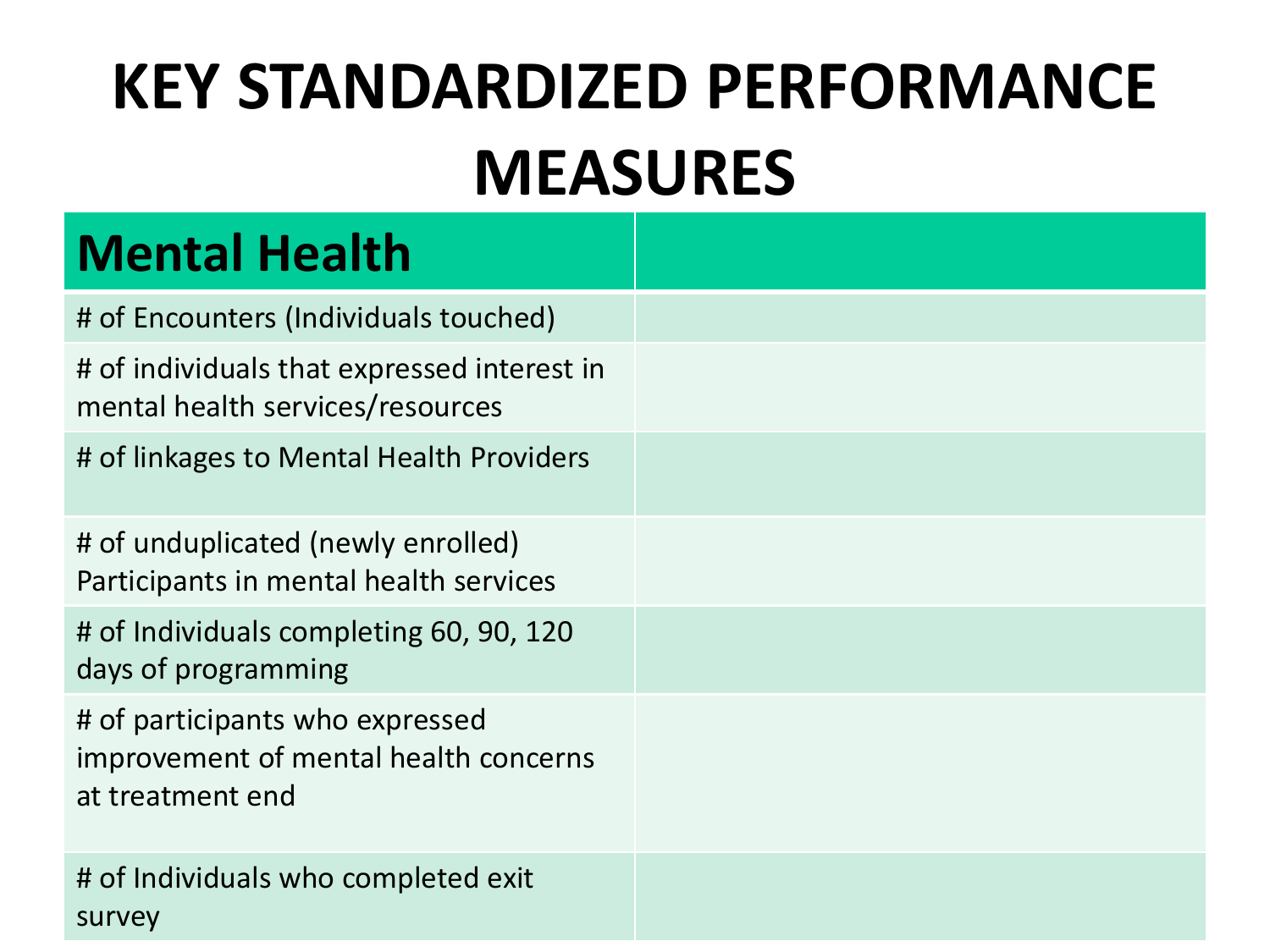# KEY STANDARDIZED PERFORMANCE MEASURES

| **Mental Health** | |
|---|---|
| # of Encounters (Individuals touched) | |
| # of individuals that expressed interest in mental health services/resources | |
| # of linkages to Mental Health Providers | |
| # of unduplicated (newly enrolled) Participants in mental health services | |
| # of Individuals completing 60, 90, 120 days of programming | |
| # of participants who expressed improvement of mental health concerns at treatment end | |
| # of Individuals who completed exit survey | |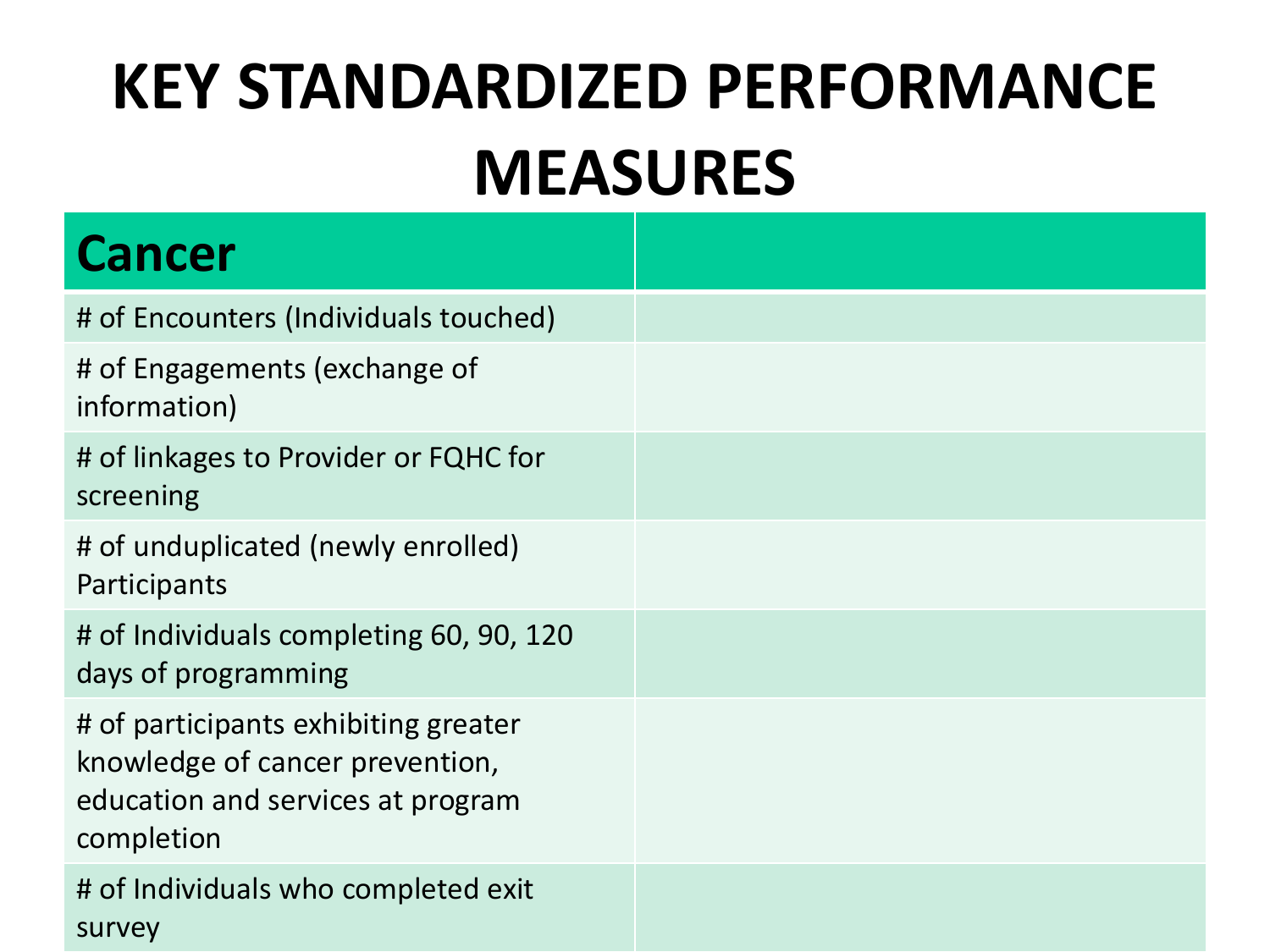# KEY STANDARDIZED PERFORMANCE MEASURES

| Cancer | |
|---|---|
| # of Encounters (Individuals touched) | |
| # of Engagements (exchange of information) | |
| # of linkages to Provider or FQHC for screening | |
| # of unduplicated (newly enrolled) Participants | |
| # of Individuals completing 60, 90, 120 days of programming | |
| # of participants exhibiting greater knowledge of cancer prevention, education and services at program completion | |
| # of Individuals who completed exit survey | |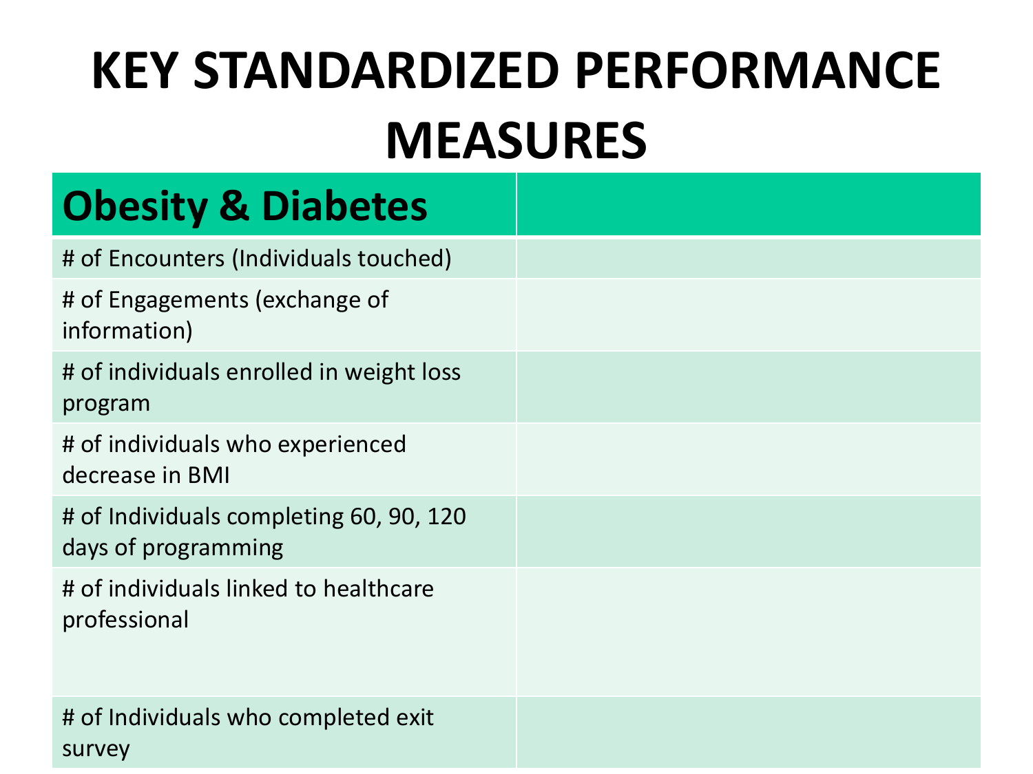# KEY STANDARDIZED PERFORMANCE MEASURES

| Obesity & Diabetes | |
|---|---|
| # of Encounters (Individuals touched) | |
| # of Engagements (exchange of information) | |
| # of individuals enrolled in weight loss program | |
| # of individuals who experienced decrease in BMI | |
| # of Individuals completing 60, 90, 120 days of programming | |
| # of individuals linked to healthcare professional | |
| # of Individuals who completed exit survey | |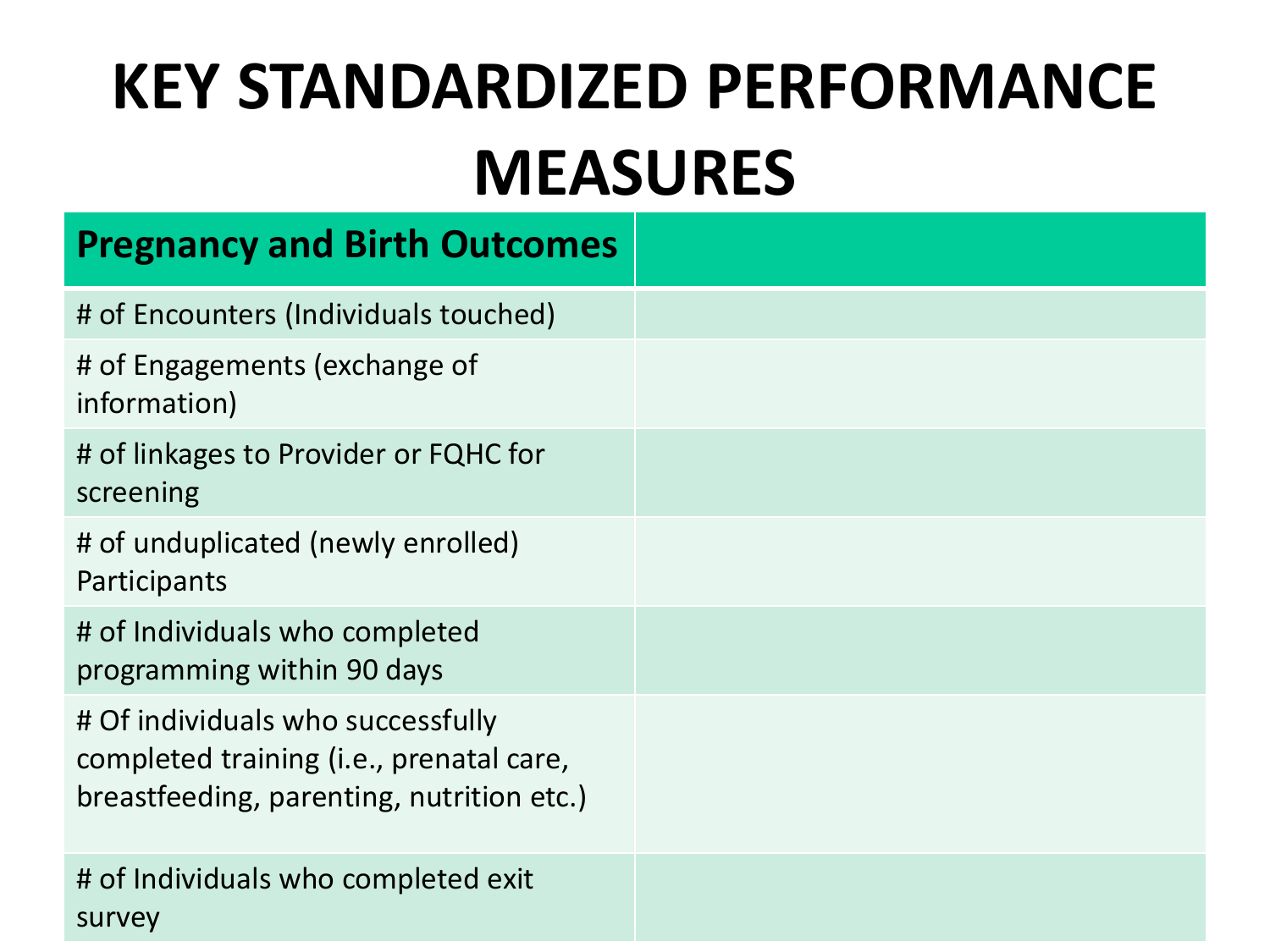# KEY STANDARDIZED PERFORMANCE MEASURES

| Pregnancy and Birth Outcomes | |
|---|---|
| # of Encounters (Individuals touched) | |
| # of Engagements (exchange of information) | |
| # of linkages to Provider or FQHC for screening | |
| # of unduplicated (newly enrolled) Participants | |
| # of Individuals who completed programming within 90 days | |
| # Of individuals who successfully completed training (i.e., prenatal care, breastfeeding, parenting, nutrition etc.) | |
| # of Individuals who completed exit survey | |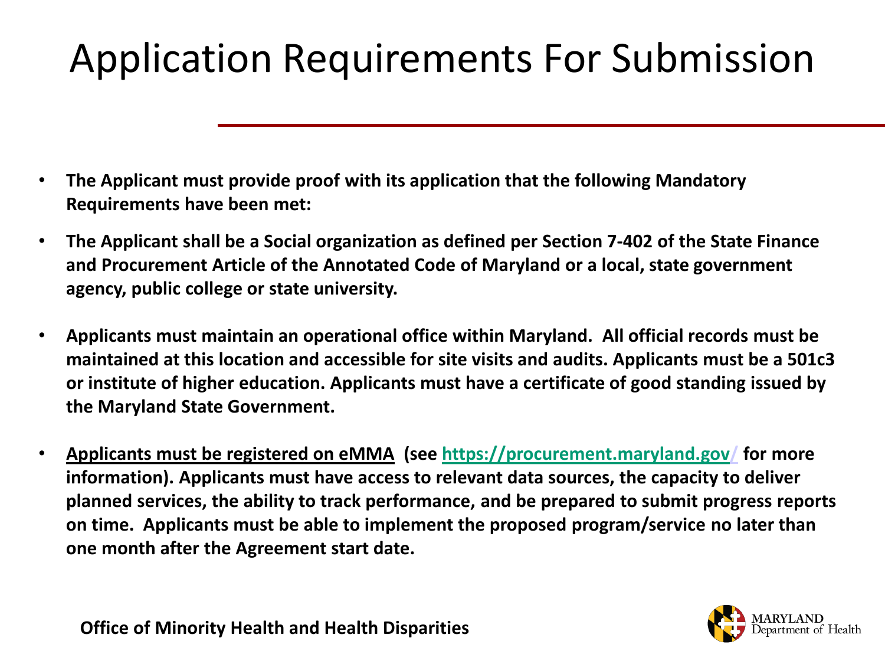# Application Requirements For Submission

- **The Applicant must provide proof with its application that the following Mandatory Requirements have been met:**
- **The Applicant shall be a Social organization as defined per Section 7-402 of the State Finance and Procurement Article of the Annotated Code of Maryland or a local, state government agency, public college or state university.**
- **Applicants must maintain an operational office within Maryland. All official records must be maintained at this location and accessible for site visits and audits. Applicants must be a 501c3 or institute of higher education. Applicants must have a certificate of good standing issued by the Maryland State Government.**
- **Applicants must be registered on eMMA (see https://procurement.maryland.gov/ for more information). Applicants must have access to relevant data sources, the capacity to deliver planned services, the ability to track performance, and be prepared to submit progress reports on time. Applicants must be able to implement the proposed program/service no later than one month after the Agreement start date.**

**Office of Minority Health and Health Disparities**

MARYLAND Department of Health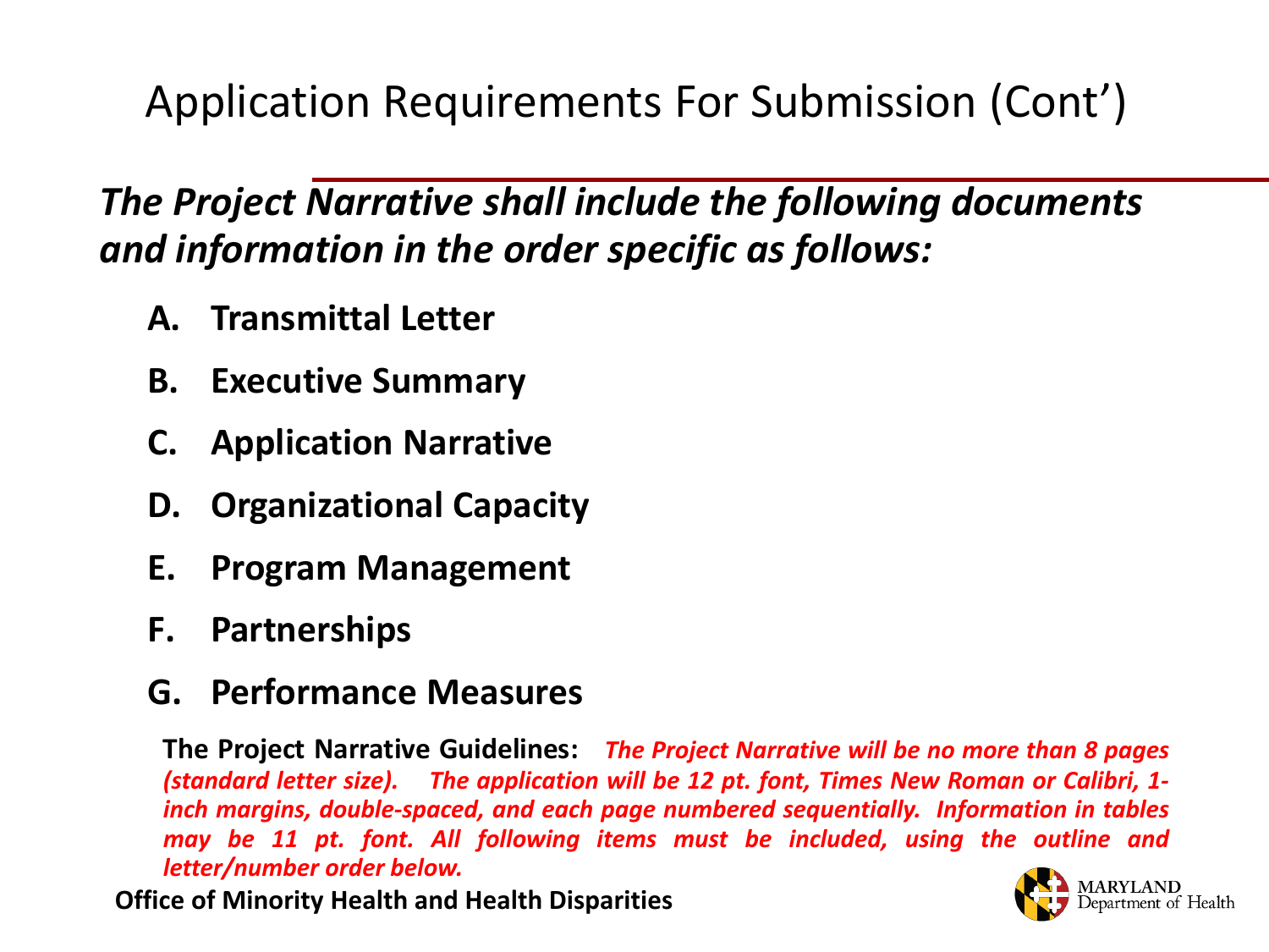# Application Requirements For Submission (Cont')

***The Project Narrative shall include the following documents and information in the order specific as follows:***

- **A. Transmittal Letter**
- **B. Executive Summary**
- **C. Application Narrative**
- **D. Organizational Capacity**
- **E. Program Management**
- **F. Partnerships**
- **G. Performance Measures**

**The Project Narrative Guidelines:** ***The Project Narrative will be no more than 8 pages (standard letter size). The application will be 12 pt. font, Times New Roman or Calibri, 1-inch margins, double-spaced, and each page numbered sequentially. Information in tables may be 11 pt. font. All following items must be included, using the outline and letter/number order below.***

**Office of Minority Health and Health Disparities**

MARYLAND Department of Health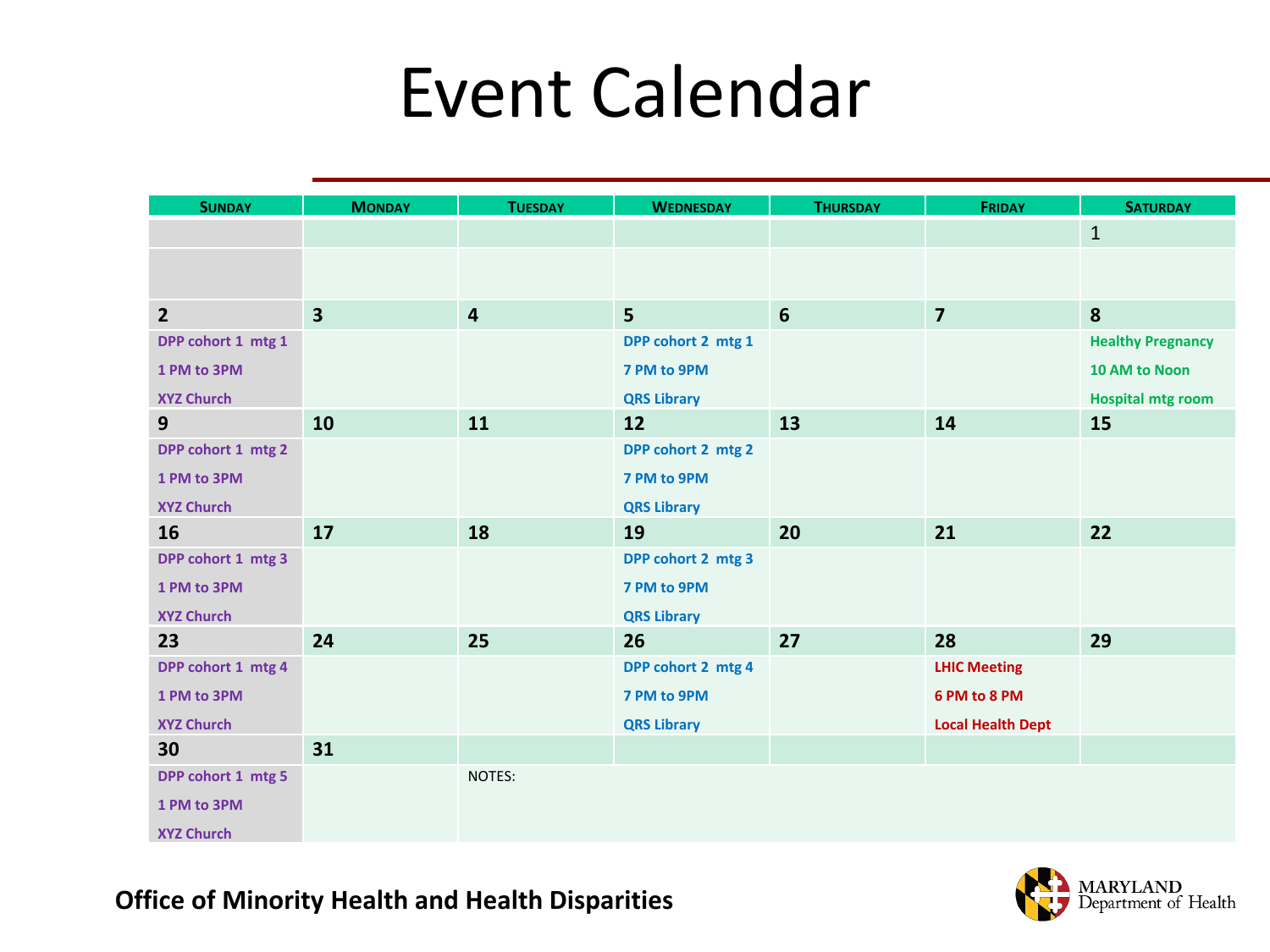# Event Calendar

| Sunday | Monday | Tuesday | Wednesday | Thursday | Friday | Saturday |
|---|---|---|---|---|---|---|
| | | | | | | 1 |
| 2<br>DPP cohort 1 mtg 1<br>1 PM to 3PM<br>XYZ Church | 3 | 4 | 5<br>DPP cohort 2 mtg 1<br>7 PM to 9PM<br>QRS Library | 6 | 7 | 8<br>Healthy Pregnancy<br>10 AM to Noon<br>Hospital mtg room |
| 9<br>DPP cohort 1 mtg 2<br>1 PM to 3PM<br>XYZ Church | 10 | 11 | 12<br>DPP cohort 2 mtg 2<br>7 PM to 9PM<br>QRS Library | 13 | 14 | 15 |
| 16<br>DPP cohort 1 mtg 3<br>1 PM to 3PM<br>XYZ Church | 17 | 18 | 19<br>DPP cohort 2 mtg 3<br>7 PM to 9PM<br>QRS Library | 20 | 21 | 22 |
| 23<br>DPP cohort 1 mtg 4<br>1 PM to 3PM<br>XYZ Church | 24 | 25 | 26<br>DPP cohort 2 mtg 4<br>7 PM to 9PM<br>QRS Library | 27 | 28<br>LHIC Meeting<br>6 PM to 8 PM<br>Local Health Dept | 29 |
| 30<br>DPP cohort 1 mtg 5<br>1 PM to 3PM<br>XYZ Church | 31 | NOTES: | | | | |

**Office of Minority Health and Health Disparities**

MARYLAND Department of Health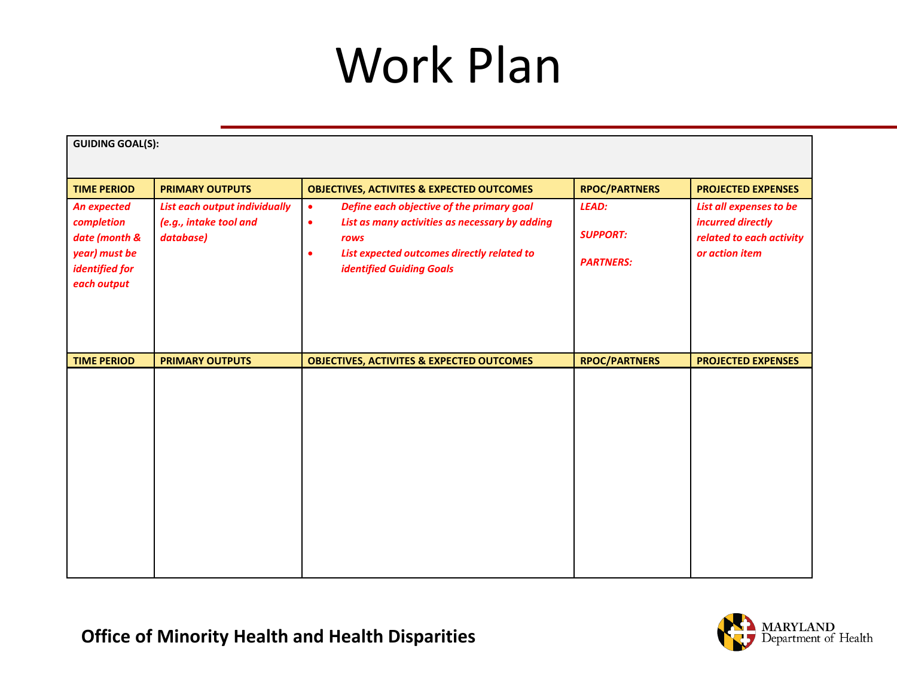# Work Plan

| GUIDING GOAL(S): | | | | |
|---|---|---|---|---|
| **TIME PERIOD** | **PRIMARY OUTPUTS** | **OBJECTIVES, ACTIVITES & EXPECTED OUTCOMES** | **RPOC/PARTNERS** | **PROJECTED EXPENSES** |
| *An expected completion date (month & year) must be identified for each output* | *List each output individually (e.g., intake tool and database)* | • *Define each objective of the primary goal*<br>• *List as many activities as necessary by adding rows*<br>• *List expected outcomes directly related to identified Guiding Goals* | *LEAD:*<br><br>*SUPPORT:*<br><br>*PARTNERS:* | *List all expenses to be incurred directly related to each activity or action item* |
| **TIME PERIOD** | **PRIMARY OUTPUTS** | **OBJECTIVES, ACTIVITES & EXPECTED OUTCOMES** | **RPOC/PARTNERS** | **PROJECTED EXPENSES** |
| | | | | |

**Office of Minority Health and Health Disparities**

MARYLAND Department of Health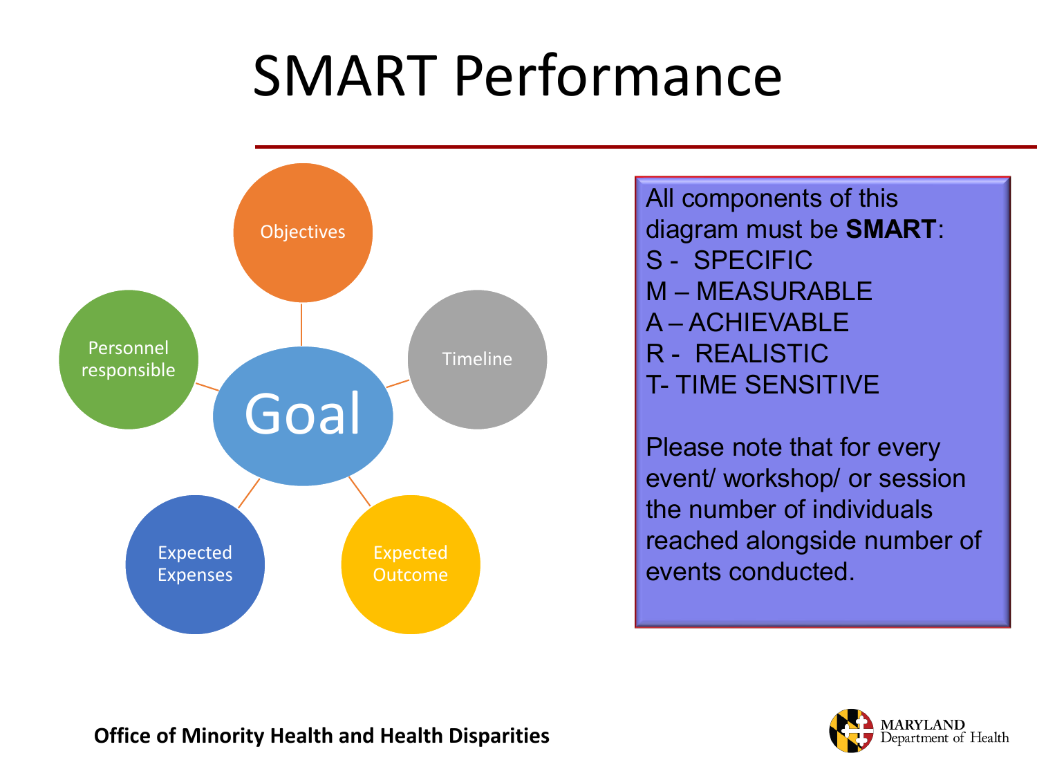# SMART Performance

- Goal
  - Objectives
  - Timeline
  - Expected Outcome
  - Expected Expenses
  - Personnel responsible

All components of this diagram must be **SMART**:

S - SPECIFIC
M – MEASURABLE
A – ACHIEVABLE
R - REALISTIC
T- TIME SENSITIVE

Please note that for every event/ workshop/ or session the number of individuals reached alongside number of events conducted.

**Office of Minority Health and Health Disparities**

MARYLAND Department of Health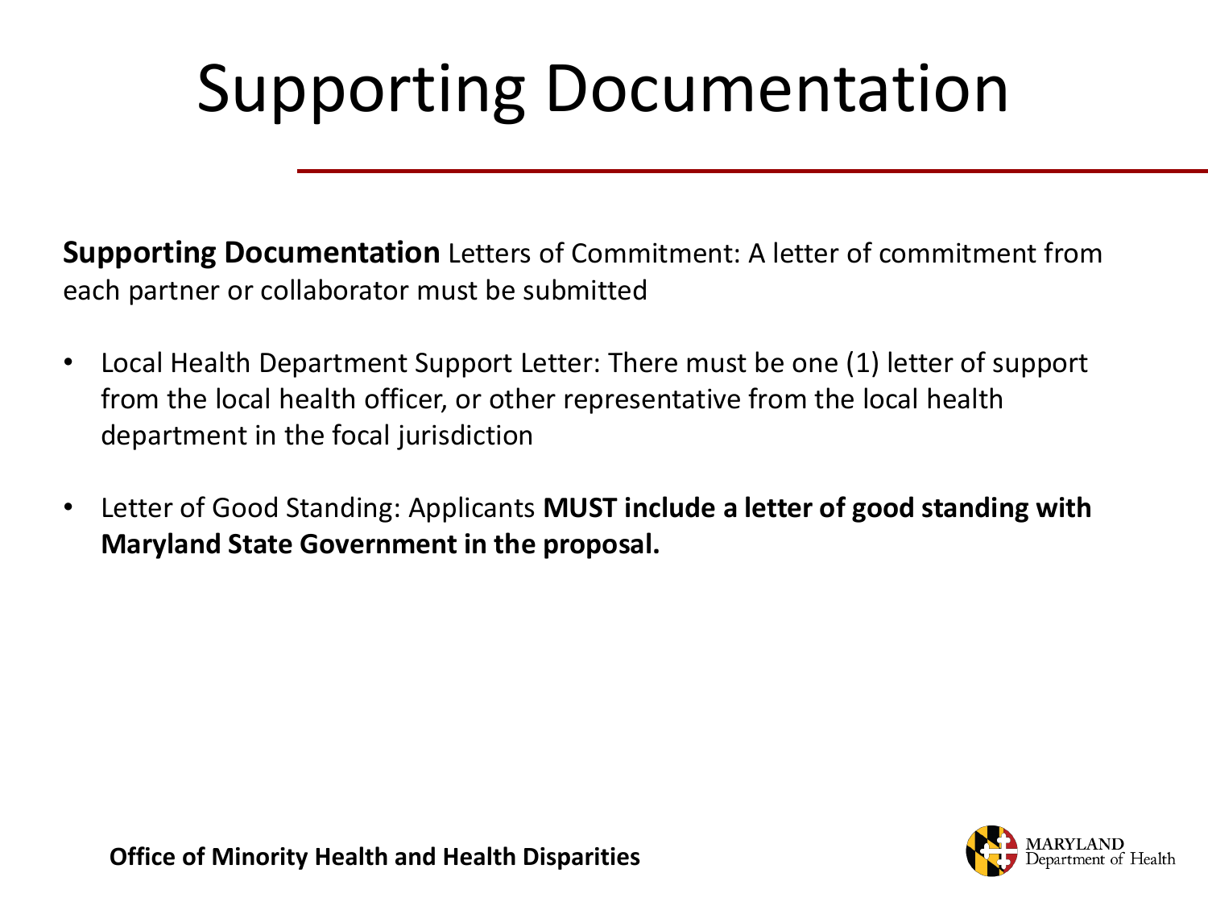# Supporting Documentation

**Supporting Documentation** Letters of Commitment: A letter of commitment from each partner or collaborator must be submitted

- Local Health Department Support Letter: There must be one (1) letter of support from the local health officer, or other representative from the local health department in the focal jurisdiction
- Letter of Good Standing: Applicants **MUST include a letter of good standing with Maryland State Government in the proposal.**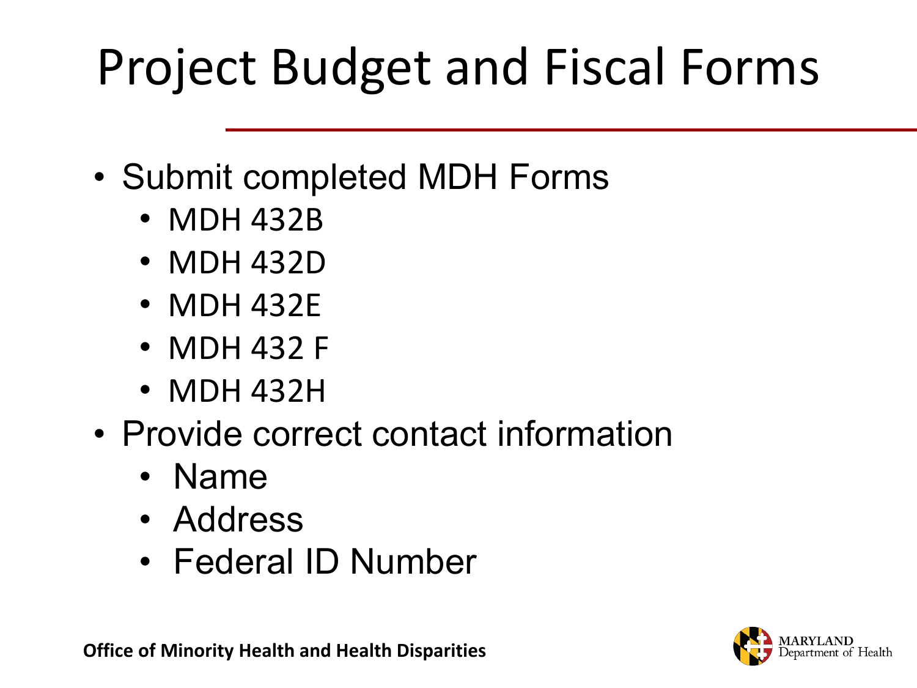# Project Budget and Fiscal Forms

- Submit completed MDH Forms
  - MDH 432B
  - MDH 432D
  - MDH 432E
  - MDH 432 F
  - MDH 432H
- Provide correct contact information
  - Name
  - Address
  - Federal ID Number

**Office of Minority Health and Health Disparities**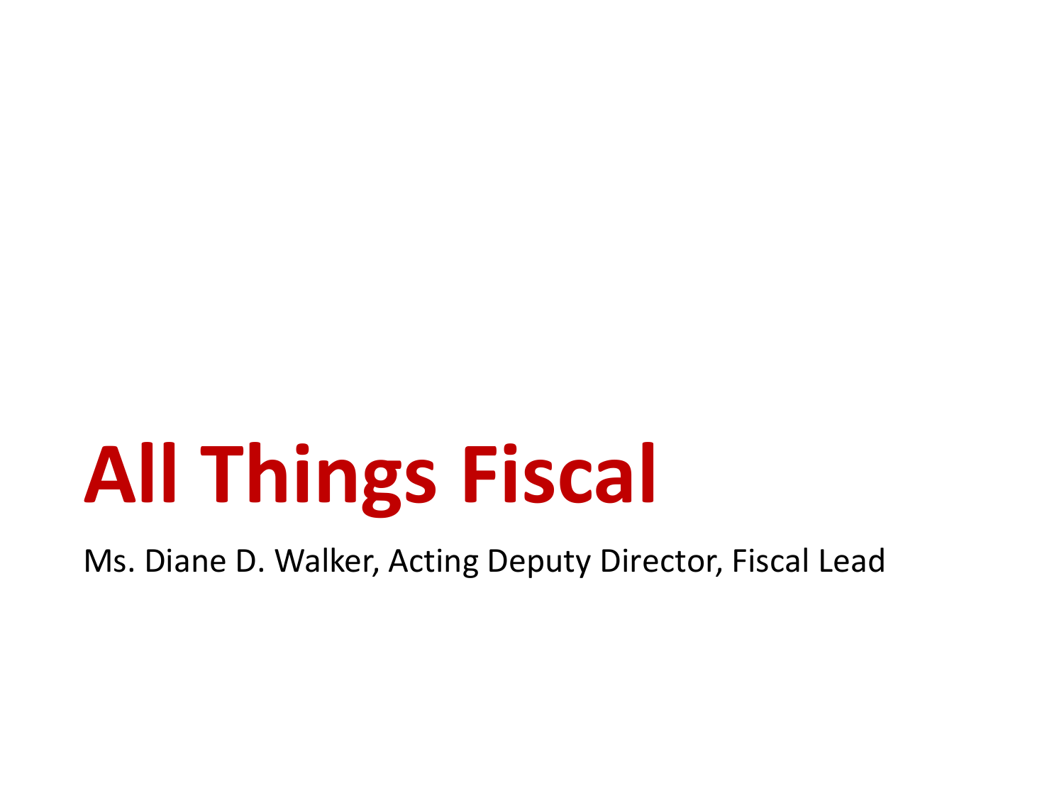# All Things Fiscal

Ms. Diane D. Walker, Acting Deputy Director, Fiscal Lead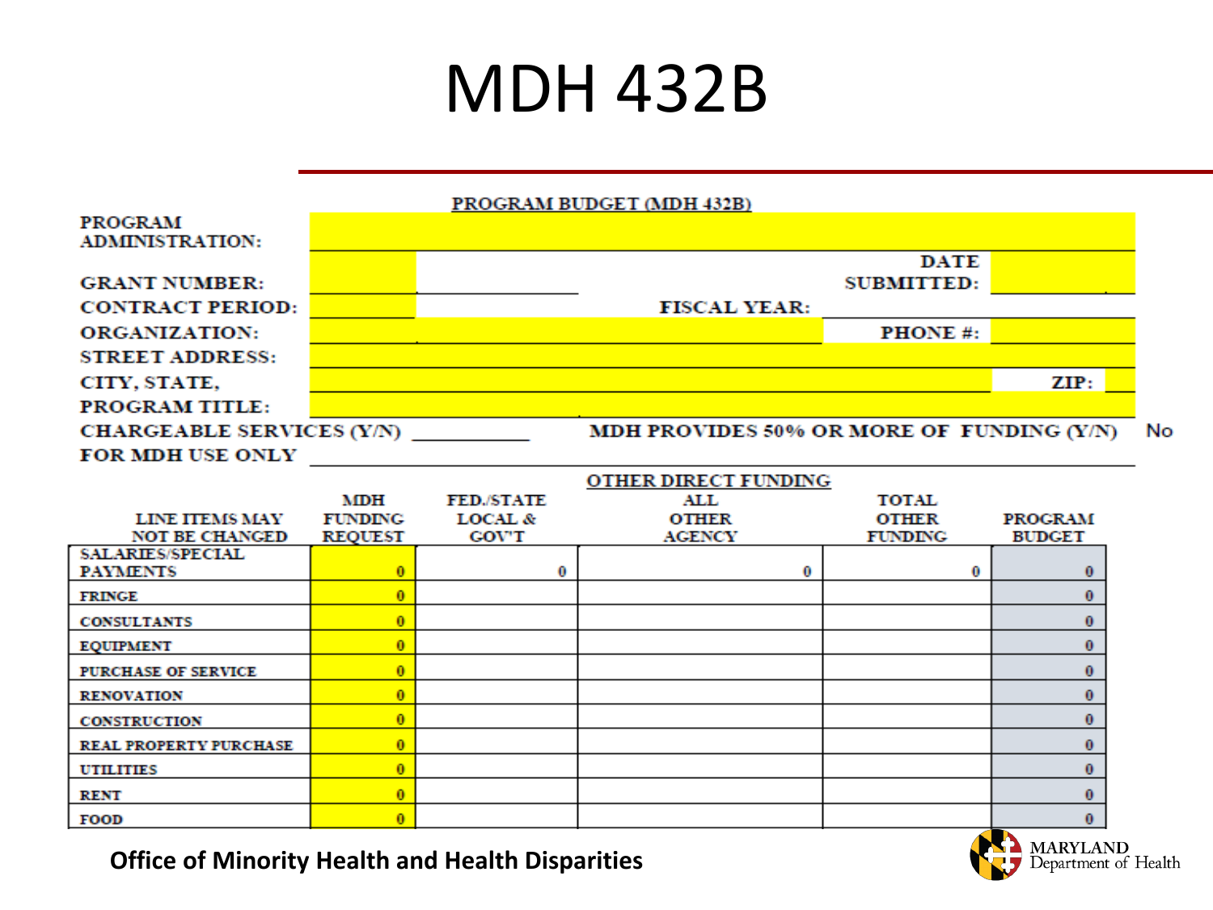# MDH 432B

PROGRAM BUDGET (MDH 432B)

PROGRAM ADMINISTRATION:

GRANT NUMBER: DATE SUBMITTED:

CONTRACT PERIOD: FISCAL YEAR:

ORGANIZATION: PHONE #:

STREET ADDRESS:

CITY, STATE, ZIP:

PROGRAM TITLE:

CHARGEABLE SERVICES (Y/N) ___________ MDH PROVIDES 50% OR MORE OF FUNDING (Y/N) No

FOR MDH USE ONLY

| LINE ITEMS MAY NOT BE CHANGED | MDH FUNDING REQUEST | OTHER DIRECT FUNDING FED./STATE LOCAL & GOV'T | ALL OTHER AGENCY | TOTAL OTHER FUNDING | PROGRAM BUDGET |
|---|---|---|---|---|---|
| SALARIES/SPECIAL PAYMENTS | 0 | 0 | 0 | 0 | 0 |
| FRINGE | 0 | | | | 0 |
| CONSULTANTS | 0 | | | | 0 |
| EQUIPMENT | 0 | | | | 0 |
| PURCHASE OF SERVICE | 0 | | | | 0 |
| RENOVATION | 0 | | | | 0 |
| CONSTRUCTION | 0 | | | | 0 |
| REAL PROPERTY PURCHASE | 0 | | | | 0 |
| UTILITIES | 0 | | | | 0 |
| RENT | 0 | | | | 0 |
| FOOD | 0 | | | | 0 |

**Office of Minority Health and Health Disparities**

MARYLAND Department of Health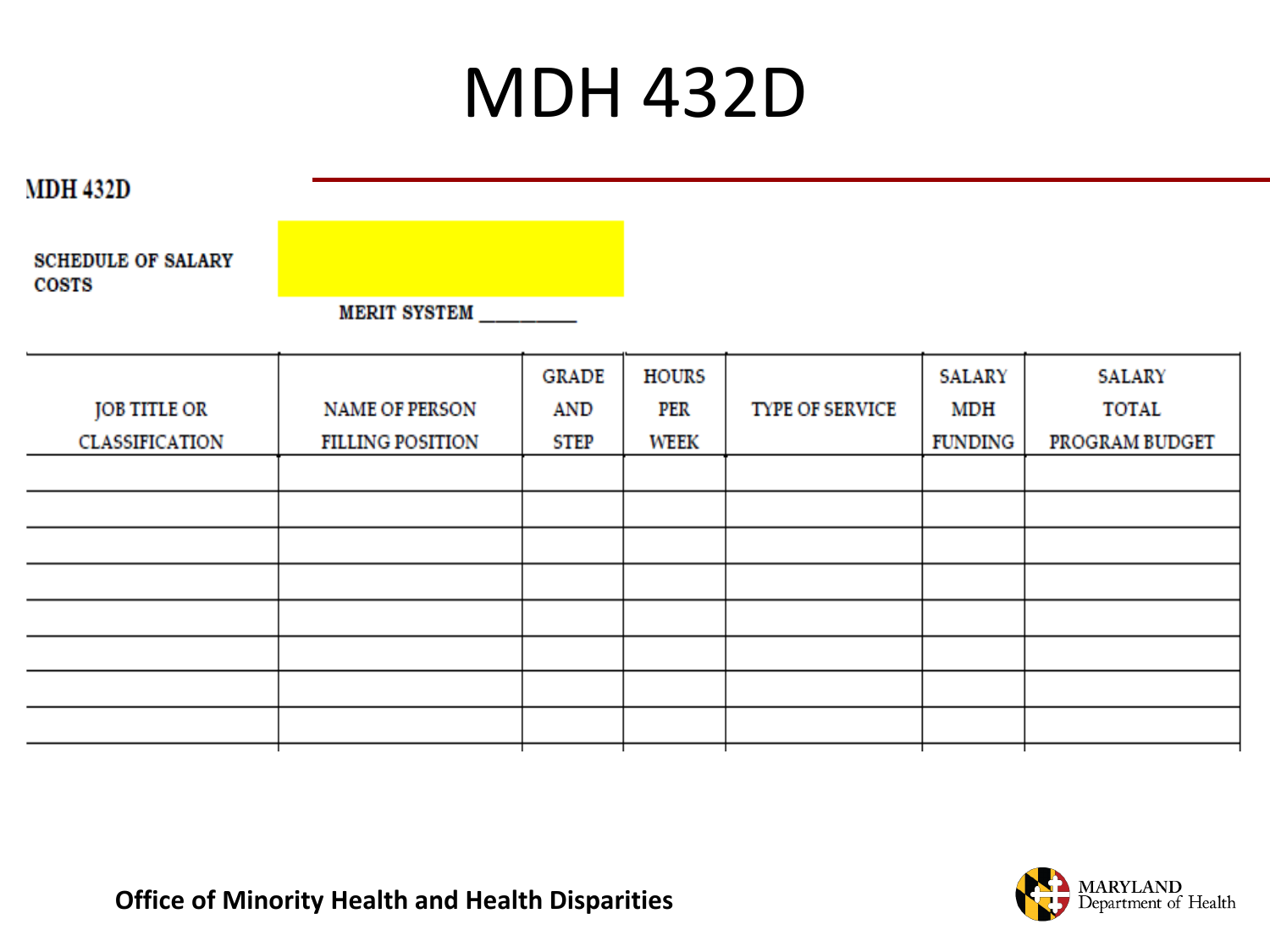# MDH 432D

**MDH 432D**

**SCHEDULE OF SALARY COSTS**

**MERIT SYSTEM** __________

| JOB TITLE OR CLASSIFICATION | NAME OF PERSON FILLING POSITION | GRADE AND STEP | HOURS PER WEEK | TYPE OF SERVICE | SALARY MDH FUNDING | SALARY TOTAL PROGRAM BUDGET |
|---|---|---|---|---|---|---|
| | | | | | | |
| | | | | | | |
| | | | | | | |
| | | | | | | |
| | | | | | | |
| | | | | | | |
| | | | | | | |
| | | | | | | |

**Office of Minority Health and Health Disparities**

MARYLAND Department of Health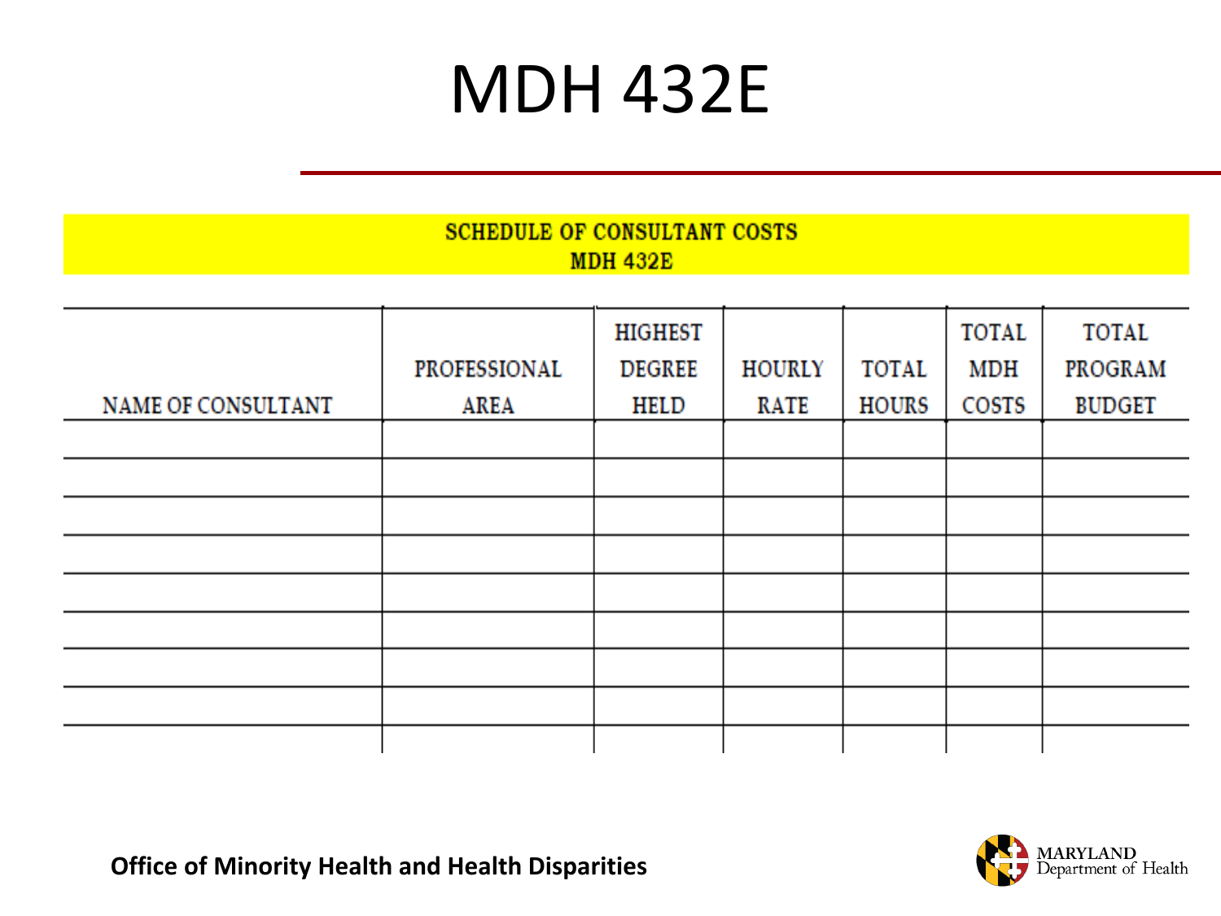# MDH 432E

**SCHEDULE OF CONSULTANT COSTS**
**MDH 432E**

| NAME OF CONSULTANT | PROFESSIONAL AREA | HIGHEST DEGREE HELD | HOURLY RATE | TOTAL HOURS | TOTAL MDH COSTS | TOTAL PROGRAM BUDGET |
|---|---|---|---|---|---|---|
| | | | | | | |
| | | | | | | |
| | | | | | | |
| | | | | | | |
| | | | | | | |
| | | | | | | |
| | | | | | | |
| | | | | | | |
| | | | | | | |

**Office of Minority Health and Health Disparities**

MARYLAND Department of Health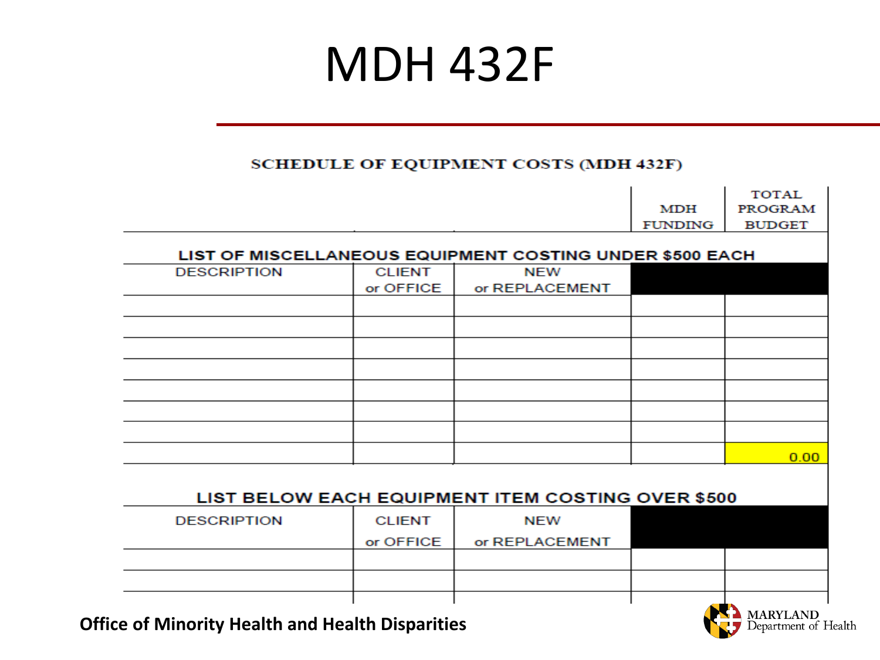# MDH 432F

## SCHEDULE OF EQUIPMENT COSTS (MDH 432F)

| | | | MDH FUNDING | TOTAL PROGRAM BUDGET |
|---|---|---|---|---|
| **LIST OF MISCELLANEOUS EQUIPMENT COSTING UNDER $500 EACH** | | | | |
| DESCRIPTION | CLIENT or OFFICE | NEW or REPLACEMENT | | |
| | | | | |
| | | | | |
| | | | | |
| | | | | |
| | | | | |
| | | | | |
| | | | | |
| | | | | 0.00 |
| **LIST BELOW EACH EQUIPMENT ITEM COSTING OVER $500** | | | | |
| DESCRIPTION | CLIENT or OFFICE | NEW or REPLACEMENT | | |
| | | | | |
| | | | | |
| | | | | |

Office of Minority Health and Health Disparities

MARYLAND Department of Health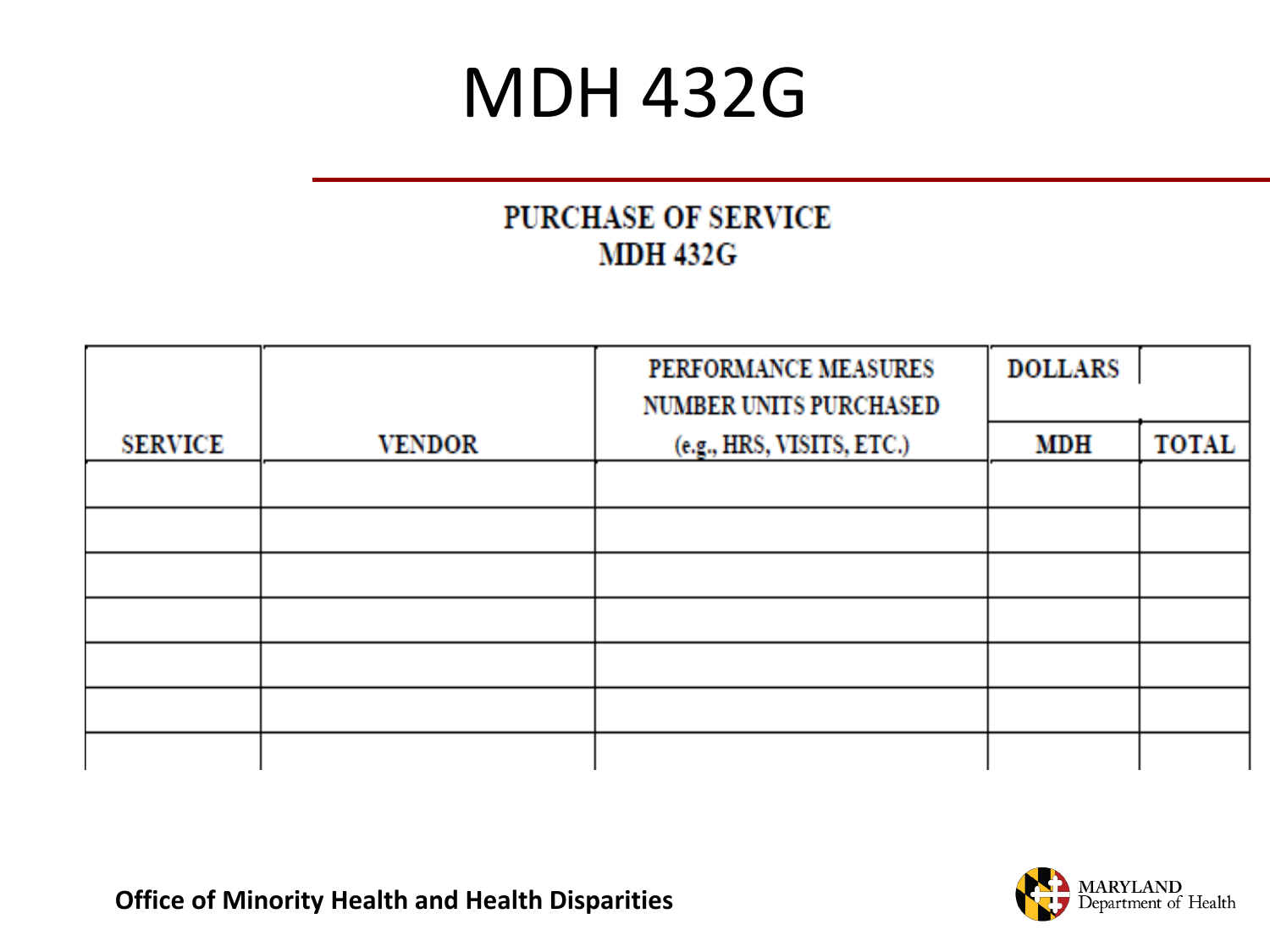# MDH 432G

## PURCHASE OF SERVICE
## MDH 432G

| SERVICE | VENDOR | PERFORMANCE MEASURES NUMBER UNITS PURCHASED (e.g., HRS, VISITS, ETC.) | DOLLARS | |
|---|---|---|---|---|
| | | | MDH | TOTAL |
| | | | | |
| | | | | |
| | | | | |
| | | | | |
| | | | | |
| | | | | |
| | | | | |

Office of Minority Health and Health Disparities

MARYLAND Department of Health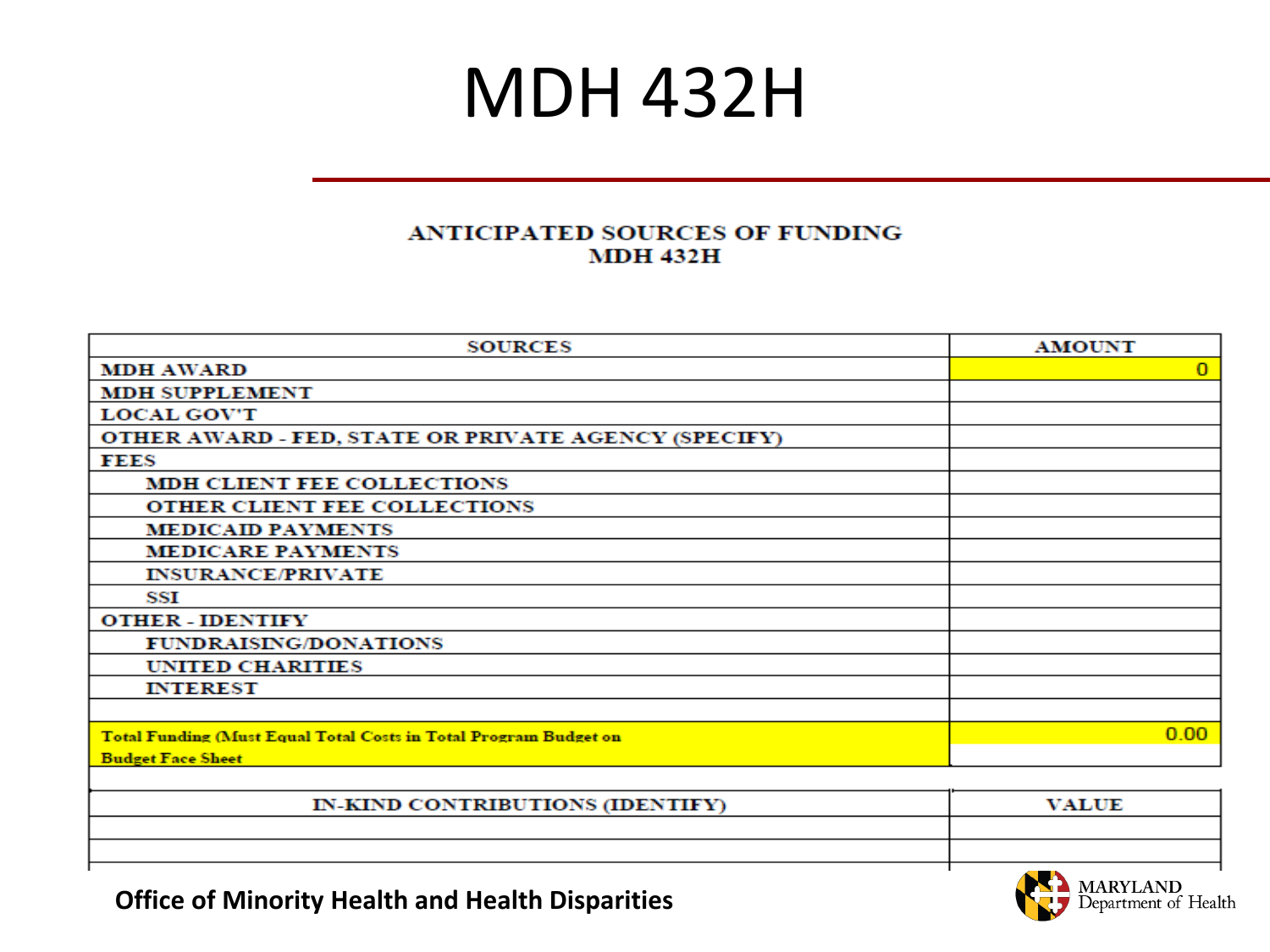# MDH 432H

**ANTICIPATED SOURCES OF FUNDING**
**MDH 432H**

| SOURCES | AMOUNT |
|---|---|
| MDH AWARD | 0 |
| MDH SUPPLEMENT | |
| LOCAL GOV'T | |
| OTHER AWARD - FED, STATE OR PRIVATE AGENCY (SPECIFY) | |
| FEES | |
| MDH CLIENT FEE COLLECTIONS | |
| OTHER CLIENT FEE COLLECTIONS | |
| MEDICAID PAYMENTS | |
| MEDICARE PAYMENTS | |
| INSURANCE/PRIVATE | |
| SSI | |
| OTHER - IDENTIFY | |
| FUNDRAISING/DONATIONS | |
| UNITED CHARITIES | |
| INTEREST | |
| | |
| Total Funding (Must Equal Total Costs in Total Program Budget on Budget Face Sheet | 0.00 |

| IN-KIND CONTRIBUTIONS (IDENTIFY) | VALUE |
|---|---|
| | |
| | |

**Office of Minority Health and Health Disparities**

MARYLAND Department of Health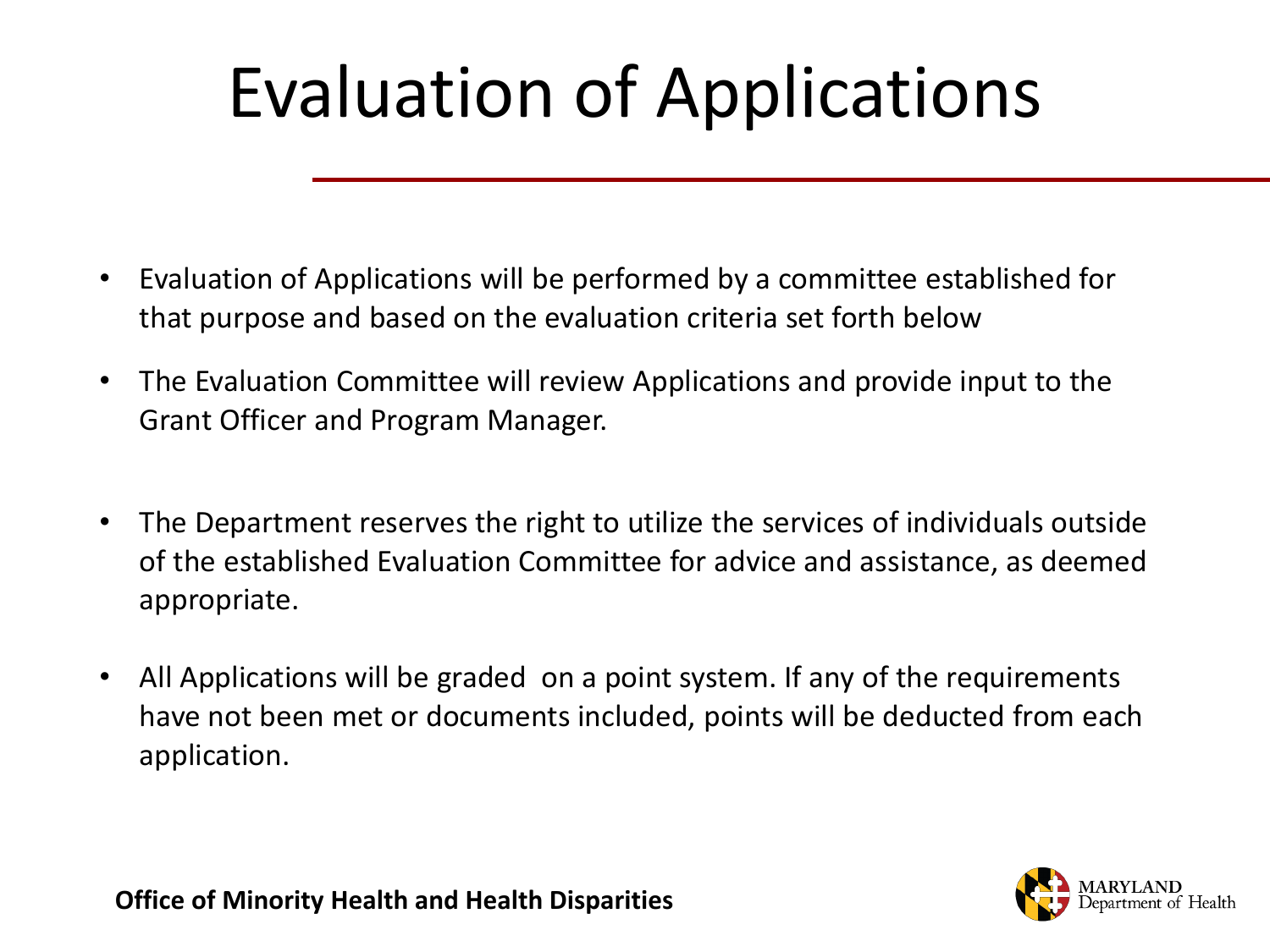# Evaluation of Applications

- Evaluation of Applications will be performed by a committee established for that purpose and based on the evaluation criteria set forth below
- The Evaluation Committee will review Applications and provide input to the Grant Officer and Program Manager.
- The Department reserves the right to utilize the services of individuals outside of the established Evaluation Committee for advice and assistance, as deemed appropriate.
- All Applications will be graded on a point system. If any of the requirements have not been met or documents included, points will be deducted from each application.

**Office of Minority Health and Health Disparities**

MARYLAND Department of Health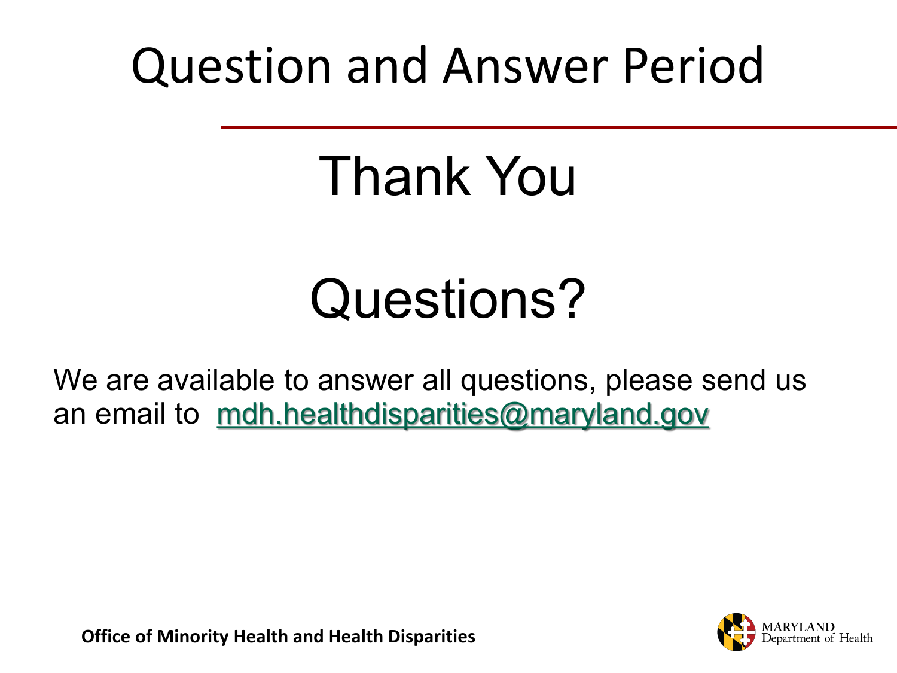# Question and Answer Period

## Thank You

## Questions?

We are available to answer all questions, please send us an email to mdh.healthdisparities@maryland.gov

**Office of Minority Health and Health Disparities**

MARYLAND Department of Health